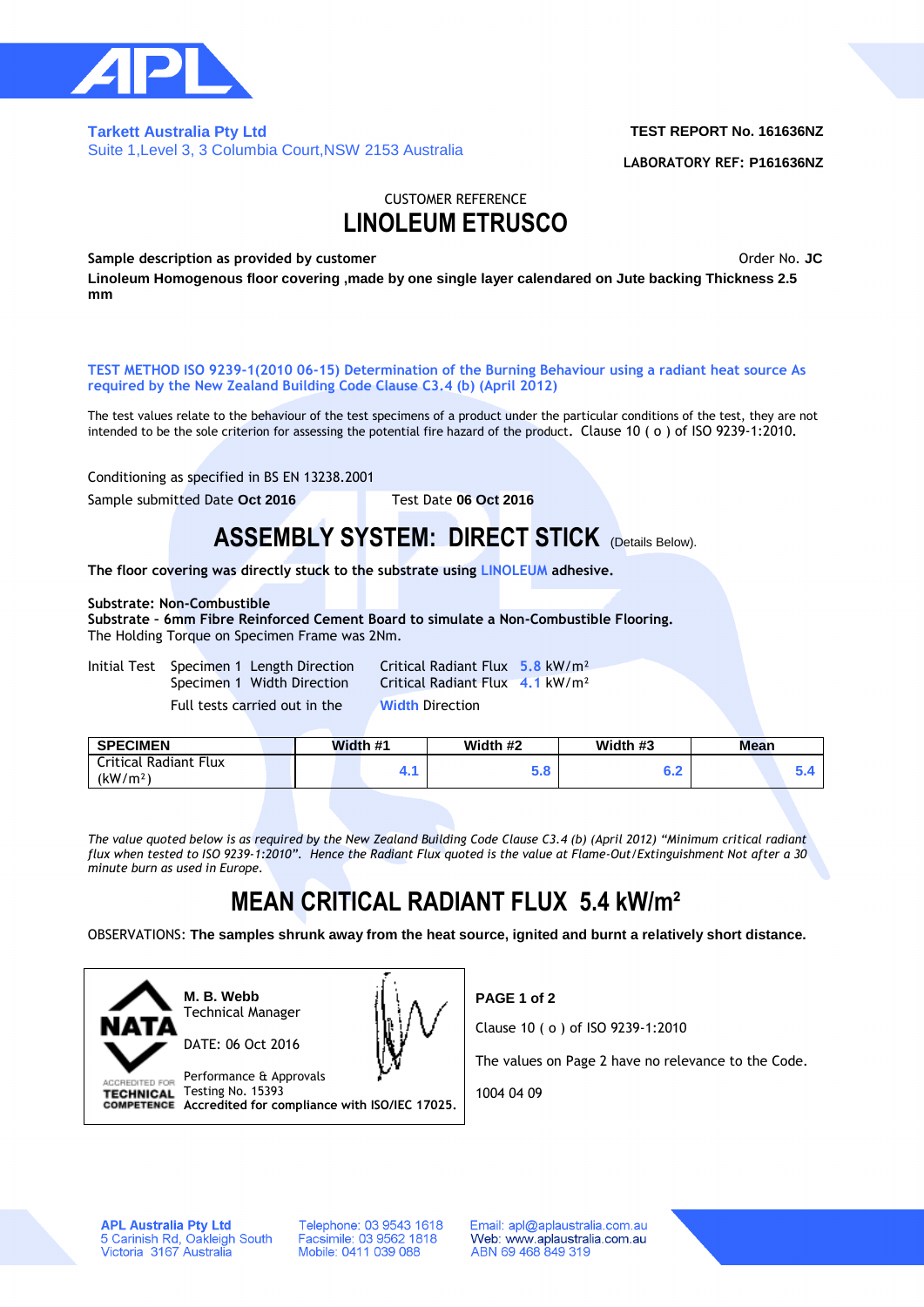**Tarkett Australia Pty Ltd**
Suite 1,Level 3, 3 Columbia Court,NSW 2153 Australia

**TEST REPORT No. 161636NZ**

**LABORATORY REF: P161636NZ**

CUSTOMER REFERENCE

# LINOLEUM ETRUSCO

**Sample description as provided by customer** Order No. **JC**

**Linoleum Homogenous floor covering ,made by one single layer calendared on Jute backing Thickness 2.5 mm**

**TEST METHOD ISO 9239-1(2010 06-15) Determination of the Burning Behaviour using a radiant heat source As required by the New Zealand Building Code Clause C3.4 (b) (April 2012)**

The test values relate to the behaviour of the test specimens of a product under the particular conditions of the test, they are not intended to be the sole criterion for assessing the potential fire hazard of the product. Clause 10 ( o ) of ISO 9239-1:2010.

Conditioning as specified in BS EN 13238.2001

Sample submitted Date **Oct 2016** Test Date **06 Oct 2016**

## ASSEMBLY SYSTEM: DIRECT STICK (Details Below).

**The floor covering was directly stuck to the substrate using LINOLEUM adhesive.**

**Substrate: Non-Combustible**
**Substrate - 6mm Fibre Reinforced Cement Board to simulate a Non-Combustible Flooring.**
The Holding Torque on Specimen Frame was 2Nm.

Initial Test Specimen 1 Length Direction Critical Radiant Flux **5.8** kW/m²
Specimen 1 Width Direction Critical Radiant Flux **4.1** kW/m²
Full tests carried out in the **Width** Direction

| SPECIMEN | Width #1 | Width #2 | Width #3 | Mean |
|---|---|---|---|---|
| Critical Radiant Flux (kW/m²) | 4.1 | 5.8 | 6.2 | 5.4 |

*The value quoted below is as required by the New Zealand Building Code Clause C3.4 (b) (April 2012) "Minimum critical radiant flux when tested to ISO 9239-1:2010". Hence the Radiant Flux quoted is the value at Flame-Out/Extinguishment Not after a 30 minute burn as used in Europe.*

## MEAN CRITICAL RADIANT FLUX 5.4 kW/m²

OBSERVATIONS: **The samples shrunk away from the heat source, ignited and burnt a relatively short distance.**

**M. B. Webb**
Technical Manager

DATE: 06 Oct 2016

Performance & Approvals
Testing No. 15393
**Accredited for compliance with ISO/IEC 17025.**

**PAGE 1 of 2**

Clause 10 ( o ) of ISO 9239-1:2010

The values on Page 2 have no relevance to the Code.

1004 04 09

**APL Australia Pty Ltd**
5 Carinish Rd, Oakleigh South
Victoria 3167 Australia

Telephone: 03 9543 1618
Facsimile: 03 9562 1818
Mobile: 0411 039 088

Email: apl@aplaustralia.com.au
Web: www.aplaustralia.com.au
ABN 69 468 849 319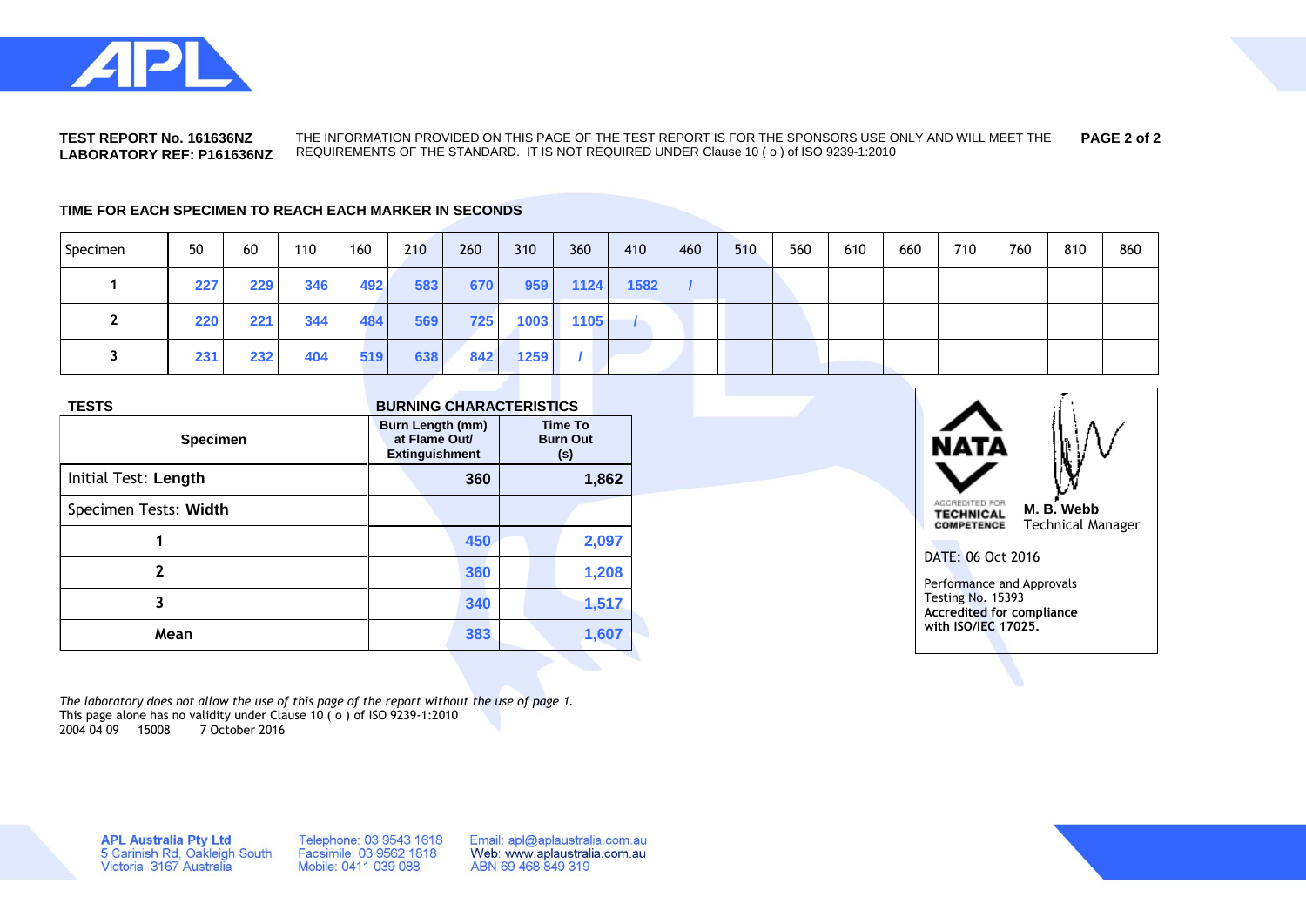**TEST REPORT No. 161636NZ**
**LABORATORY REF: P161636NZ**

THE INFORMATION PROVIDED ON THIS PAGE OF THE TEST REPORT IS FOR THE SPONSORS USE ONLY AND WILL MEET THE REQUIREMENTS OF THE STANDARD. IT IS NOT REQUIRED UNDER Clause 10 ( o ) of ISO 9239-1:2010

**TIME FOR EACH SPECIMEN TO REACH EACH MARKER IN SECONDS**

| Specimen | 50 | 60 | 110 | 160 | 210 | 260 | 310 | 360 | 410 | 460 | 510 | 560 | 610 | 660 | 710 | 760 | 810 | 860 |
|---|---|---|---|---|---|---|---|---|---|---|---|---|---|---|---|---|---|---|
| 1 | 227 | 229 | 346 | 492 | 583 | 670 | 959 | 1124 | 1582 | / | | | | | | | | |
| 2 | 220 | 221 | 344 | 484 | 569 | 725 | 1003 | 1105 | / | | | | | | | | | |
| 3 | 231 | 232 | 404 | 519 | 638 | 842 | 1259 | / | | | | | | | | | | |

**TESTS** — **BURNING CHARACTERISTICS**

| Specimen | Burn Length (mm) at Flame Out/ Extinguishment | Time To Burn Out (s) |
|---|---|---|
| Initial Test: **Length** | 360 | 1,862 |
| Specimen Tests: **Width** | | |
| 1 | 450 | 2,097 |
| 2 | 360 | 1,208 |
| 3 | 340 | 1,517 |
| Mean | 383 | 1,607 |

NATA — ACCREDITED FOR TECHNICAL COMPETENCE

**M. B. Webb**
Technical Manager

DATE: 06 Oct 2016

Performance and Approvals Testing No. 15393
**Accredited for compliance with ISO/IEC 17025.**

*The laboratory does not allow the use of this page of the report without the use of page 1.*
This page alone has no validity under Clause 10 ( o ) of ISO 9239-1:2010
2004 04 09 15008 7 October 2016

**APL Australia Pty Ltd**
5 Carinish Rd, Oakleigh South
Victoria 3167 Australia

Telephone: 03 9543 1618
Facsimile: 03 9562 1818
Mobile: 0411 039 088

Email: apl@aplaustralia.com.au
Web: www.aplaustralia.com.au
ABN 69 468 849 319